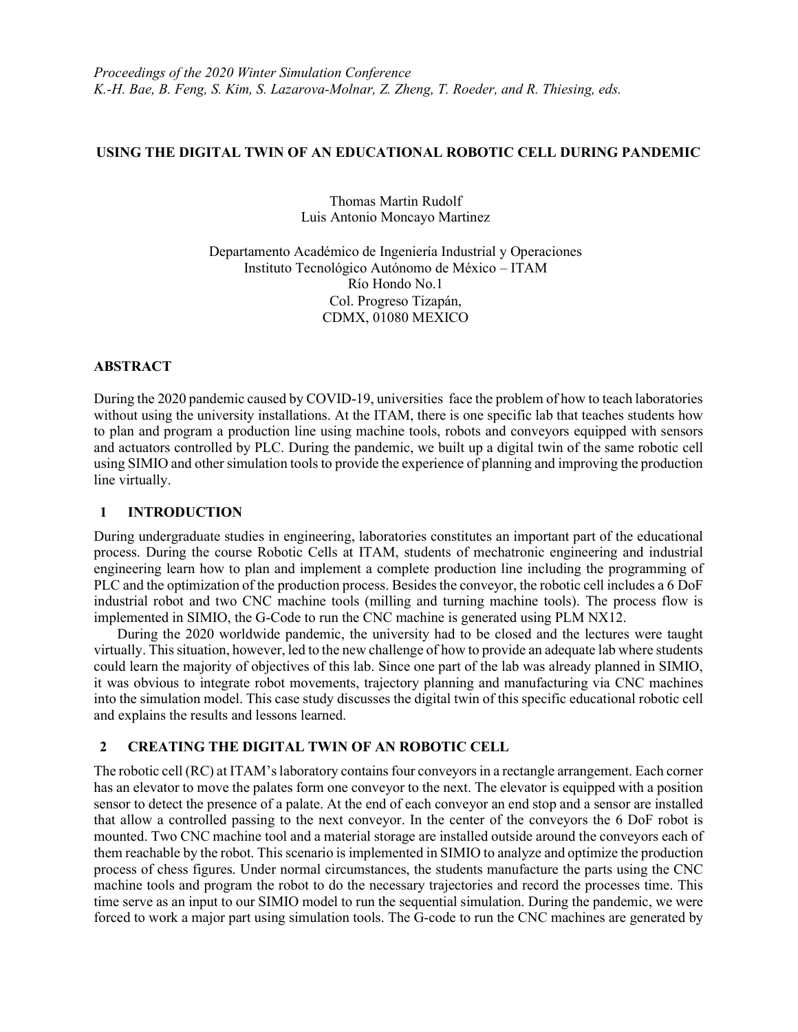*Proceedings of the 2020 Winter Simulation Conference*
*K.-H. Bae, B. Feng, S. Kim, S. Lazarova-Molnar, Z. Zheng, T. Roeder, and R. Thiesing, eds.*

# USING THE DIGITAL TWIN OF AN EDUCATIONAL ROBOTIC CELL DURING PANDEMIC

Thomas Martin Rudolf
Luis Antonio Moncayo Martinez

Departamento Académico de Ingeniería Industrial y Operaciones
Instituto Tecnológico Autónomo de México – ITAM
Río Hondo No.1
Col. Progreso Tizapán,
CDMX, 01080 MEXICO

## ABSTRACT

During the 2020 pandemic caused by COVID-19, universities face the problem of how to teach laboratories without using the university installations. At the ITAM, there is one specific lab that teaches students how to plan and program a production line using machine tools, robots and conveyors equipped with sensors and actuators controlled by PLC. During the pandemic, we built up a digital twin of the same robotic cell using SIMIO and other simulation tools to provide the experience of planning and improving the production line virtually.

## 1 INTRODUCTION

During undergraduate studies in engineering, laboratories constitutes an important part of the educational process. During the course Robotic Cells at ITAM, students of mechatronic engineering and industrial engineering learn how to plan and implement a complete production line including the programming of PLC and the optimization of the production process. Besides the conveyor, the robotic cell includes a 6 DoF industrial robot and two CNC machine tools (milling and turning machine tools). The process flow is implemented in SIMIO, the G-Code to run the CNC machine is generated using PLM NX12.

During the 2020 worldwide pandemic, the university had to be closed and the lectures were taught virtually. This situation, however, led to the new challenge of how to provide an adequate lab where students could learn the majority of objectives of this lab. Since one part of the lab was already planned in SIMIO, it was obvious to integrate robot movements, trajectory planning and manufacturing via CNC machines into the simulation model. This case study discusses the digital twin of this specific educational robotic cell and explains the results and lessons learned.

## 2 CREATING THE DIGITAL TWIN OF AN ROBOTIC CELL

The robotic cell (RC) at ITAM's laboratory contains four conveyors in a rectangle arrangement. Each corner has an elevator to move the palates form one conveyor to the next. The elevator is equipped with a position sensor to detect the presence of a palate. At the end of each conveyor an end stop and a sensor are installed that allow a controlled passing to the next conveyor. In the center of the conveyors the 6 DoF robot is mounted. Two CNC machine tool and a material storage are installed outside around the conveyors each of them reachable by the robot. This scenario is implemented in SIMIO to analyze and optimize the production process of chess figures. Under normal circumstances, the students manufacture the parts using the CNC machine tools and program the robot to do the necessary trajectories and record the processes time. This time serve as an input to our SIMIO model to run the sequential simulation. During the pandemic, we were forced to work a major part using simulation tools. The G-code to run the CNC machines are generated by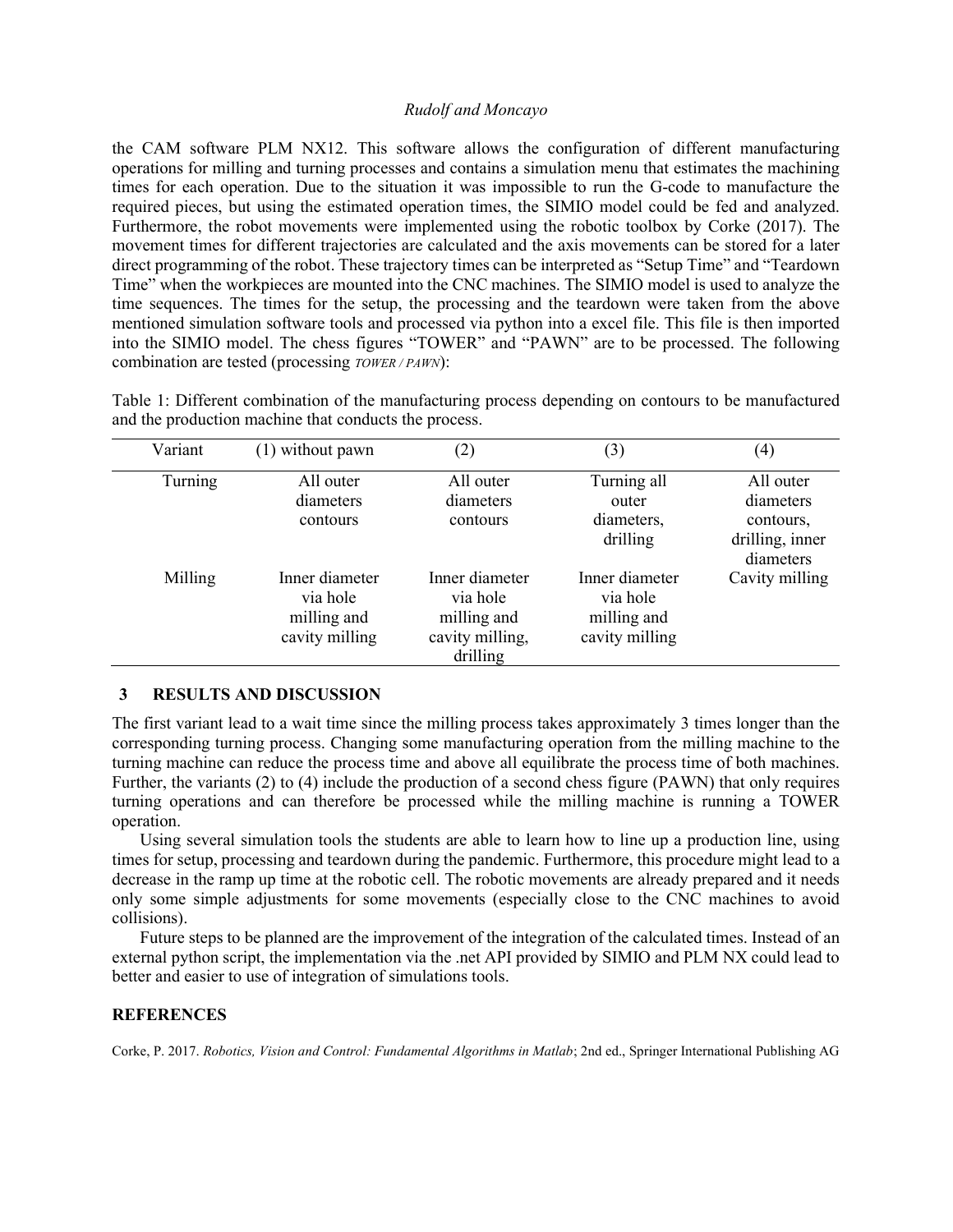the CAM software PLM NX12. This software allows the configuration of different manufacturing operations for milling and turning processes and contains a simulation menu that estimates the machining times for each operation. Due to the situation it was impossible to run the G-code to manufacture the required pieces, but using the estimated operation times, the SIMIO model could be fed and analyzed. Furthermore, the robot movements were implemented using the robotic toolbox by Corke (2017). The movement times for different trajectories are calculated and the axis movements can be stored for a later direct programming of the robot. These trajectory times can be interpreted as "Setup Time" and "Teardown Time" when the workpieces are mounted into the CNC machines. The SIMIO model is used to analyze the time sequences. The times for the setup, the processing and the teardown were taken from the above mentioned simulation software tools and processed via python into a excel file. This file is then imported into the SIMIO model. The chess figures "TOWER" and "PAWN" are to be processed. The following combination are tested (processing *TOWER / PAWN*):

Table 1: Different combination of the manufacturing process depending on contours to be manufactured and the production machine that conducts the process.

| Variant | (1) without pawn | (2) | (3) | (4) |
|---|---|---|---|---|
| Turning | All outer diameters contours | All outer diameters contours | Turning all outer diameters, drilling | All outer diameters contours, drilling, inner diameters |
| Milling | Inner diameter via hole milling and cavity milling | Inner diameter via hole milling and cavity milling, drilling | Inner diameter via hole milling and cavity milling | Cavity milling |

## 3 RESULTS AND DISCUSSION

The first variant lead to a wait time since the milling process takes approximately 3 times longer than the corresponding turning process. Changing some manufacturing operation from the milling machine to the turning machine can reduce the process time and above all equilibrate the process time of both machines. Further, the variants (2) to (4) include the production of a second chess figure (PAWN) that only requires turning operations and can therefore be processed while the milling machine is running a TOWER operation.

Using several simulation tools the students are able to learn how to line up a production line, using times for setup, processing and teardown during the pandemic. Furthermore, this procedure might lead to a decrease in the ramp up time at the robotic cell. The robotic movements are already prepared and it needs only some simple adjustments for some movements (especially close to the CNC machines to avoid collisions).

Future steps to be planned are the improvement of the integration of the calculated times. Instead of an external python script, the implementation via the .net API provided by SIMIO and PLM NX could lead to better and easier to use of integration of simulations tools.

## REFERENCES

Corke, P. 2017. *Robotics, Vision and Control: Fundamental Algorithms in Matlab*; 2nd ed., Springer International Publishing AG